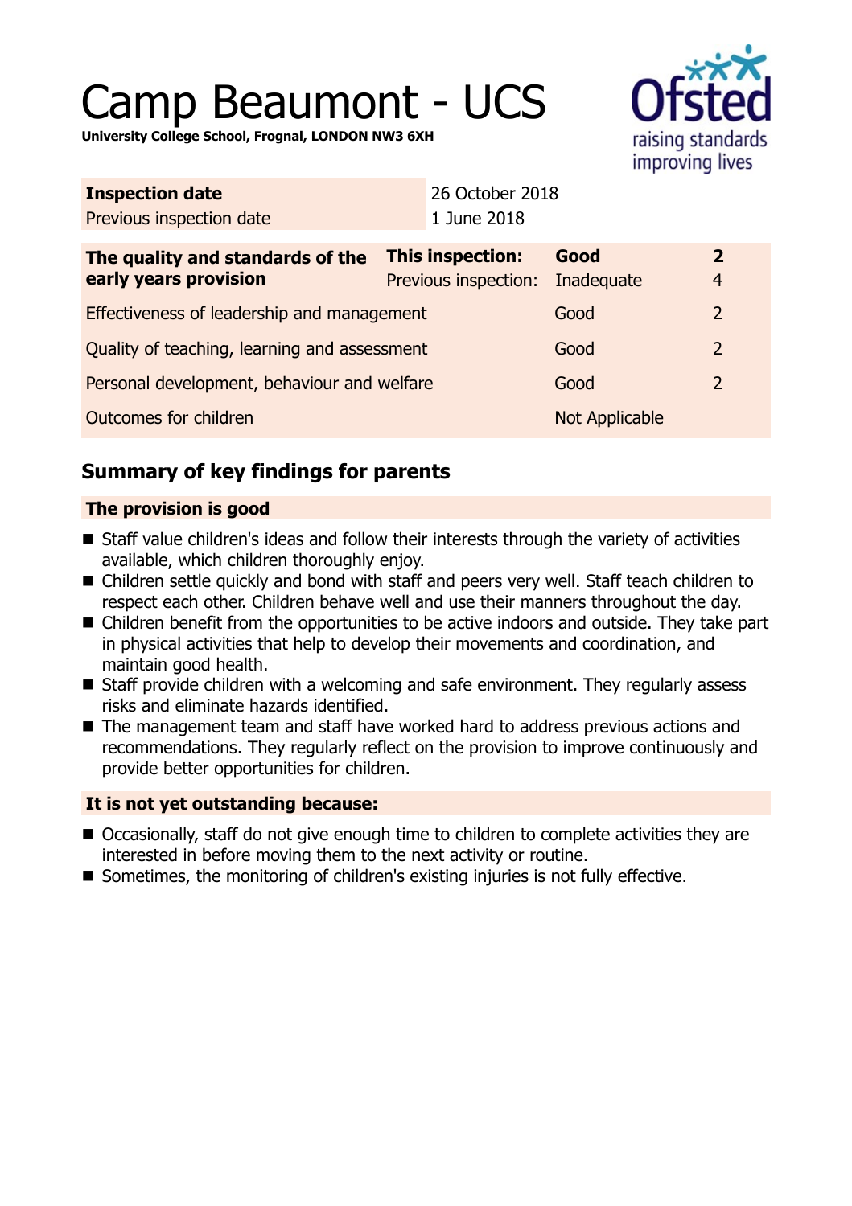# Camp Beaumont - UCS

**University College School, Frognal, LONDON NW3 6XH**

| **Inspection date** | 26 October 2018 |
|---|---|
| Previous inspection date | 1 June 2018 |

| **The quality and standards of the early years provision** | **This inspection:** | **Good** | **2** |
|---|---|---|---|
| | Previous inspection: | Inadequate | 4 |
| Effectiveness of leadership and management | | Good | 2 |
| Quality of teaching, learning and assessment | | Good | 2 |
| Personal development, behaviour and welfare | | Good | 2 |
| Outcomes for children | | Not Applicable | |

## Summary of key findings for parents

### The provision is good

- Staff value children's ideas and follow their interests through the variety of activities available, which children thoroughly enjoy.
- Children settle quickly and bond with staff and peers very well. Staff teach children to respect each other. Children behave well and use their manners throughout the day.
- Children benefit from the opportunities to be active indoors and outside. They take part in physical activities that help to develop their movements and coordination, and maintain good health.
- Staff provide children with a welcoming and safe environment. They regularly assess risks and eliminate hazards identified.
- The management team and staff have worked hard to address previous actions and recommendations. They regularly reflect on the provision to improve continuously and provide better opportunities for children.

### It is not yet outstanding because:

- Occasionally, staff do not give enough time to children to complete activities they are interested in before moving them to the next activity or routine.
- Sometimes, the monitoring of children's existing injuries is not fully effective.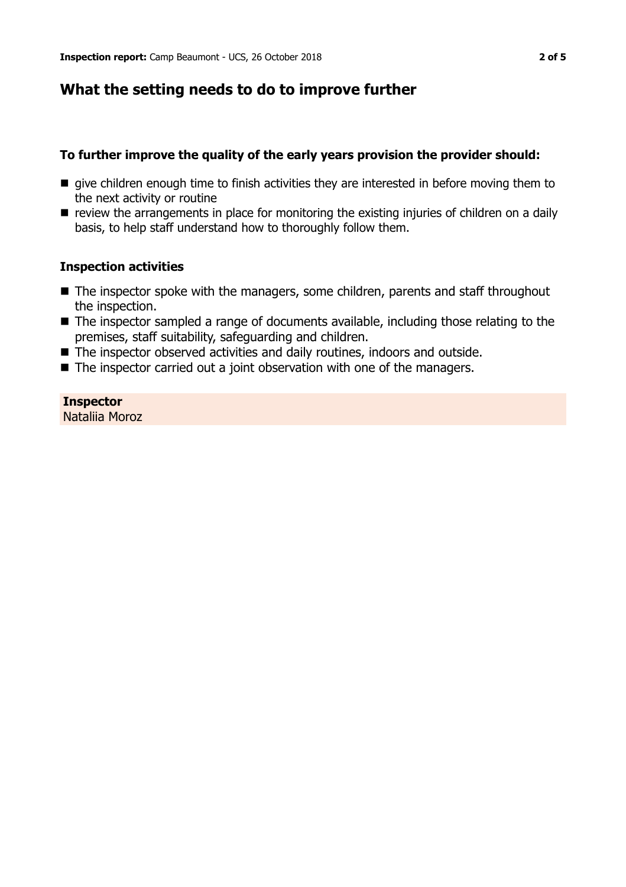## What the setting needs to do to improve further

### To further improve the quality of the early years provision the provider should:

- give children enough time to finish activities they are interested in before moving them to the next activity or routine
- review the arrangements in place for monitoring the existing injuries of children on a daily basis, to help staff understand how to thoroughly follow them.

### Inspection activities

- The inspector spoke with the managers, some children, parents and staff throughout the inspection.
- The inspector sampled a range of documents available, including those relating to the premises, staff suitability, safeguarding and children.
- The inspector observed activities and daily routines, indoors and outside.
- The inspector carried out a joint observation with one of the managers.

**Inspector**
Nataliia Moroz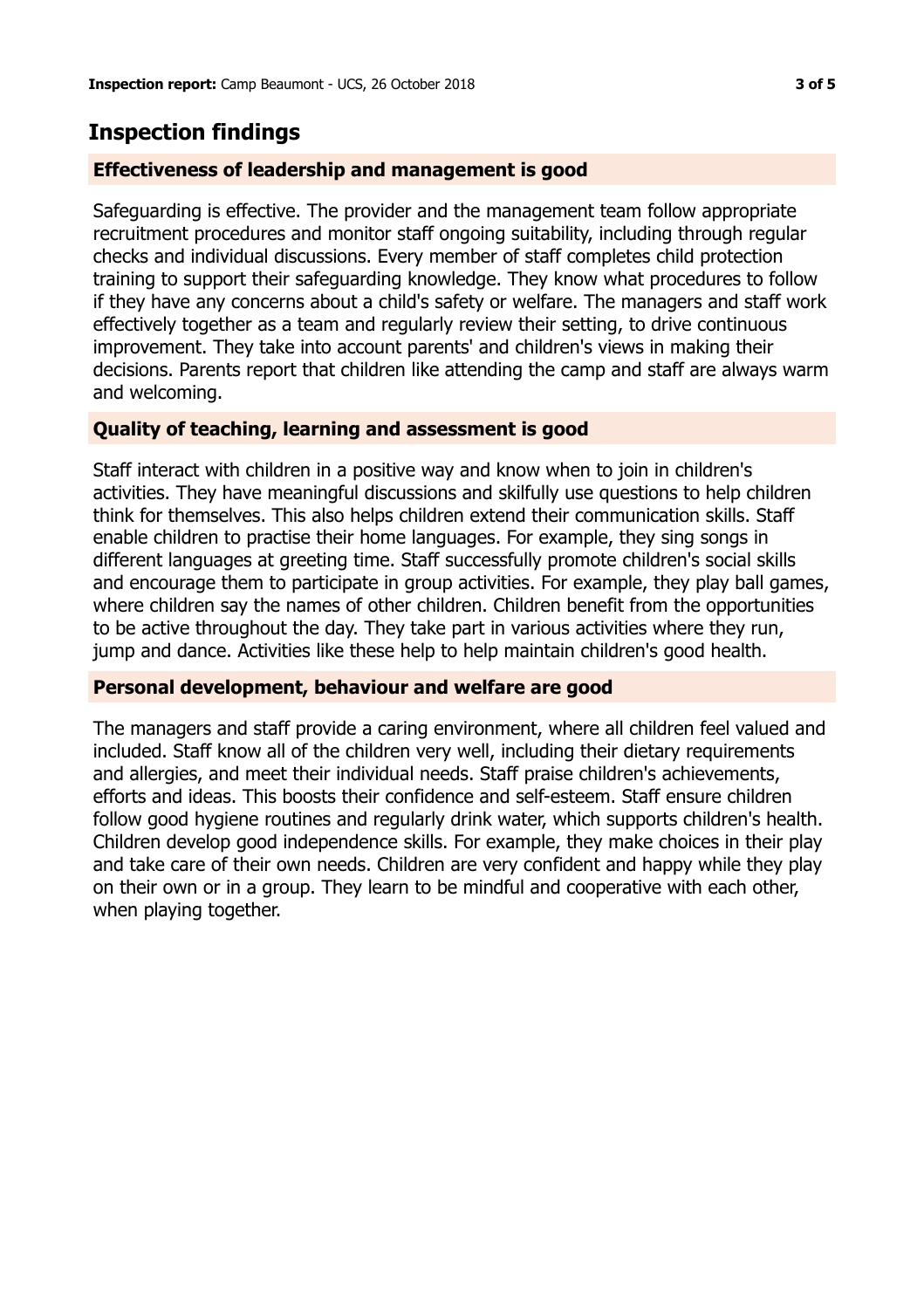## Inspection findings

### Effectiveness of leadership and management is good

Safeguarding is effective. The provider and the management team follow appropriate recruitment procedures and monitor staff ongoing suitability, including through regular checks and individual discussions. Every member of staff completes child protection training to support their safeguarding knowledge. They know what procedures to follow if they have any concerns about a child's safety or welfare. The managers and staff work effectively together as a team and regularly review their setting, to drive continuous improvement. They take into account parents' and children's views in making their decisions. Parents report that children like attending the camp and staff are always warm and welcoming.

### Quality of teaching, learning and assessment is good

Staff interact with children in a positive way and know when to join in children's activities. They have meaningful discussions and skilfully use questions to help children think for themselves. This also helps children extend their communication skills. Staff enable children to practise their home languages. For example, they sing songs in different languages at greeting time. Staff successfully promote children's social skills and encourage them to participate in group activities. For example, they play ball games, where children say the names of other children. Children benefit from the opportunities to be active throughout the day. They take part in various activities where they run, jump and dance. Activities like these help to help maintain children's good health.

### Personal development, behaviour and welfare are good

The managers and staff provide a caring environment, where all children feel valued and included. Staff know all of the children very well, including their dietary requirements and allergies, and meet their individual needs. Staff praise children's achievements, efforts and ideas. This boosts their confidence and self-esteem. Staff ensure children follow good hygiene routines and regularly drink water, which supports children's health. Children develop good independence skills. For example, they make choices in their play and take care of their own needs. Children are very confident and happy while they play on their own or in a group. They learn to be mindful and cooperative with each other, when playing together.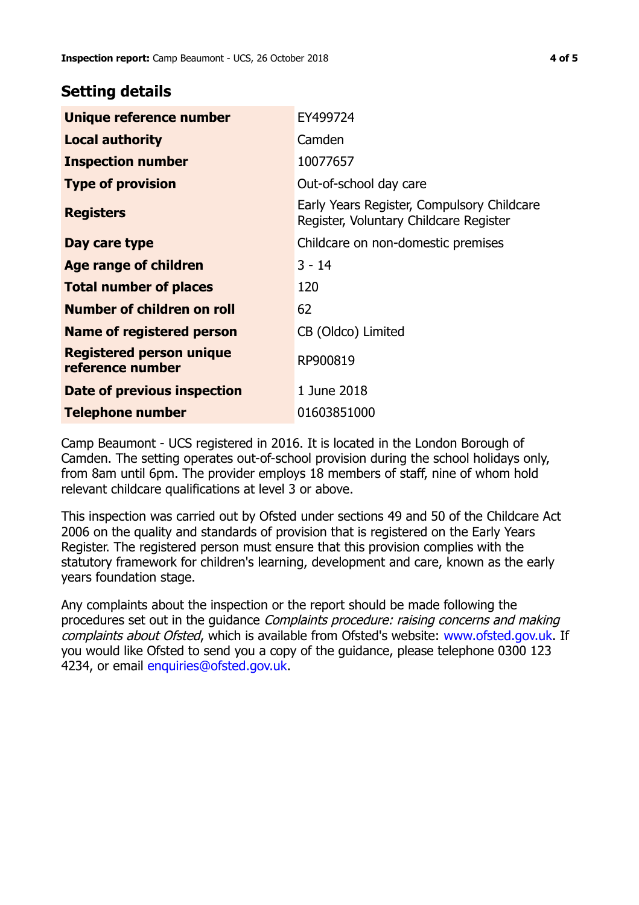## Setting details

| | |
|---|---|
| **Unique reference number** | EY499724 |
| **Local authority** | Camden |
| **Inspection number** | 10077657 |
| **Type of provision** | Out-of-school day care |
| **Registers** | Early Years Register, Compulsory Childcare Register, Voluntary Childcare Register |
| **Day care type** | Childcare on non-domestic premises |
| **Age range of children** | 3 - 14 |
| **Total number of places** | 120 |
| **Number of children on roll** | 62 |
| **Name of registered person** | CB (Oldco) Limited |
| **Registered person unique reference number** | RP900819 |
| **Date of previous inspection** | 1 June 2018 |
| **Telephone number** | 01603851000 |

Camp Beaumont - UCS registered in 2016. It is located in the London Borough of Camden. The setting operates out-of-school provision during the school holidays only, from 8am until 6pm. The provider employs 18 members of staff, nine of whom hold relevant childcare qualifications at level 3 or above.

This inspection was carried out by Ofsted under sections 49 and 50 of the Childcare Act 2006 on the quality and standards of provision that is registered on the Early Years Register. The registered person must ensure that this provision complies with the statutory framework for children's learning, development and care, known as the early years foundation stage.

Any complaints about the inspection or the report should be made following the procedures set out in the guidance *Complaints procedure: raising concerns and making complaints about Ofsted*, which is available from Ofsted's website: www.ofsted.gov.uk. If you would like Ofsted to send you a copy of the guidance, please telephone 0300 123 4234, or email enquiries@ofsted.gov.uk.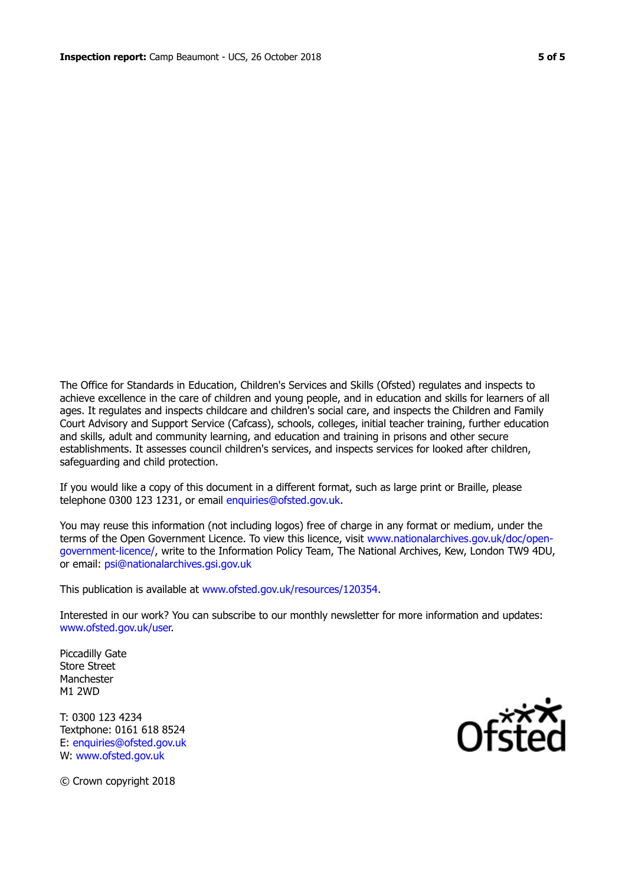The Office for Standards in Education, Children's Services and Skills (Ofsted) regulates and inspects to achieve excellence in the care of children and young people, and in education and skills for learners of all ages. It regulates and inspects childcare and children's social care, and inspects the Children and Family Court Advisory and Support Service (Cafcass), schools, colleges, initial teacher training, further education and skills, adult and community learning, and education and training in prisons and other secure establishments. It assesses council children's services, and inspects services for looked after children, safeguarding and child protection.

If you would like a copy of this document in a different format, such as large print or Braille, please telephone 0300 123 1231, or email enquiries@ofsted.gov.uk.

You may reuse this information (not including logos) free of charge in any format or medium, under the terms of the Open Government Licence. To view this licence, visit www.nationalarchives.gov.uk/doc/open-government-licence/, write to the Information Policy Team, The National Archives, Kew, London TW9 4DU, or email: psi@nationalarchives.gsi.gov.uk

This publication is available at www.ofsted.gov.uk/resources/120354.

Interested in our work? You can subscribe to our monthly newsletter for more information and updates: www.ofsted.gov.uk/user.

Piccadilly Gate
Store Street
Manchester
M1 2WD

T: 0300 123 4234
Textphone: 0161 618 8524
E: enquiries@ofsted.gov.uk
W: www.ofsted.gov.uk

© Crown copyright 2018